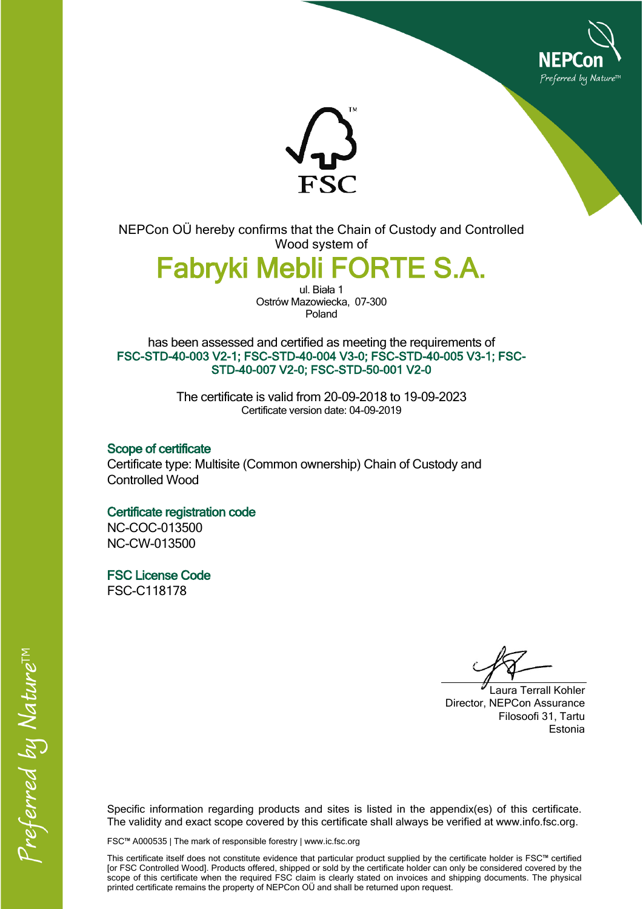NEPCon OÜ hereby confirms that the Chain of Custody and Controlled Wood system of

# Fabryki Mebli FORTE S.A.

ul. Biała 1
Ostrów Mazowiecka, 07-300
Poland

has been assessed and certified as meeting the requirements of
**FSC-STD-40-003 V2-1; FSC-STD-40-004 V3-0; FSC-STD-40-005 V3-1; FSC-STD-40-007 V2-0; FSC-STD-50-001 V2-0**

The certificate is valid from 20-09-2018 to 19-09-2023
Certificate version date: 04-09-2019

### Scope of certificate

Certificate type: Multisite (Common ownership) Chain of Custody and Controlled Wood

### Certificate registration code

NC-COC-013500
NC-CW-013500

### FSC License Code

FSC-C118178

Laura Terrall Kohler
Director, NEPCon Assurance
Filosoofi 31, Tartu
Estonia

Specific information regarding products and sites is listed in the appendix(es) of this certificate. The validity and exact scope covered by this certificate shall always be verified at www.info.fsc.org.

FSC™ A000535 | The mark of responsible forestry | www.ic.fsc.org

This certificate itself does not constitute evidence that particular product supplied by the certificate holder is FSC™ certified [or FSC Controlled Wood]. Products offered, shipped or sold by the certificate holder can only be considered covered by the scope of this certificate when the required FSC claim is clearly stated on invoices and shipping documents. The physical printed certificate remains the property of NEPCon OÜ and shall be returned upon request.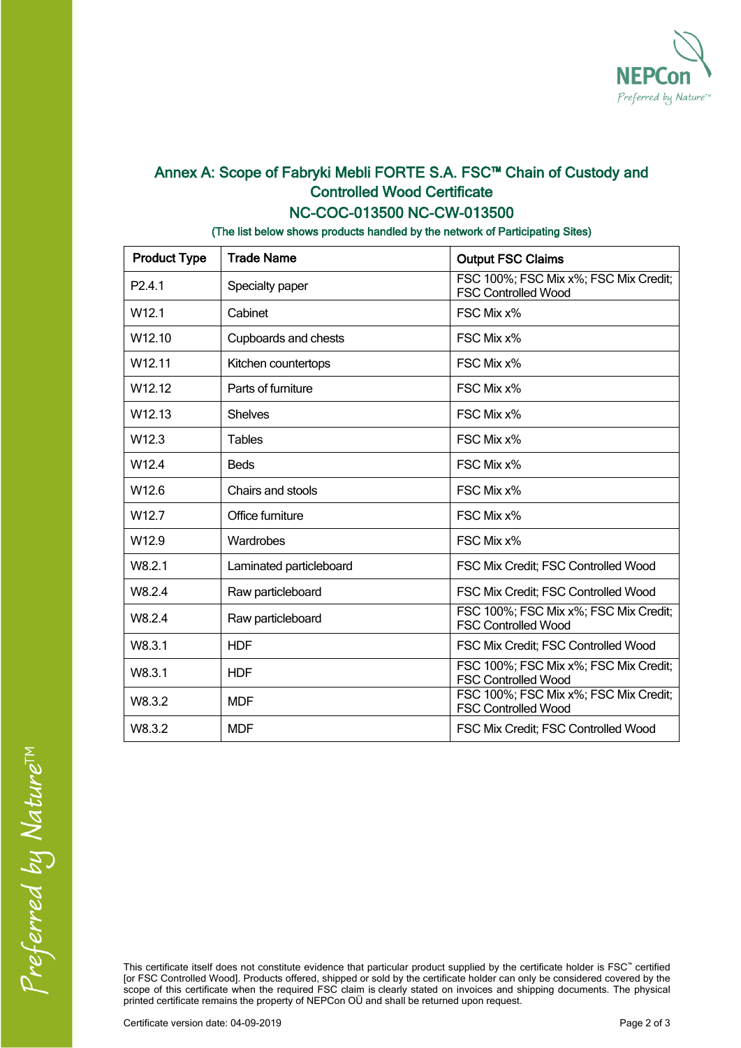## Annex A: Scope of Fabryki Mebli FORTE S.A. FSC™ Chain of Custody and Controlled Wood Certificate

## NC-COC-013500 NC-CW-013500

(The list below shows products handled by the network of Participating Sites)

| Product Type | Trade Name | Output FSC Claims |
|---|---|---|
| P2.4.1 | Specialty paper | FSC 100%; FSC Mix x%; FSC Mix Credit; FSC Controlled Wood |
| W12.1 | Cabinet | FSC Mix x% |
| W12.10 | Cupboards and chests | FSC Mix x% |
| W12.11 | Kitchen countertops | FSC Mix x% |
| W12.12 | Parts of furniture | FSC Mix x% |
| W12.13 | Shelves | FSC Mix x% |
| W12.3 | Tables | FSC Mix x% |
| W12.4 | Beds | FSC Mix x% |
| W12.6 | Chairs and stools | FSC Mix x% |
| W12.7 | Office furniture | FSC Mix x% |
| W12.9 | Wardrobes | FSC Mix x% |
| W8.2.1 | Laminated particleboard | FSC Mix Credit; FSC Controlled Wood |
| W8.2.4 | Raw particleboard | FSC Mix Credit; FSC Controlled Wood |
| W8.2.4 | Raw particleboard | FSC 100%; FSC Mix x%; FSC Mix Credit; FSC Controlled Wood |
| W8.3.1 | HDF | FSC Mix Credit; FSC Controlled Wood |
| W8.3.1 | HDF | FSC 100%; FSC Mix x%; FSC Mix Credit; FSC Controlled Wood |
| W8.3.2 | MDF | FSC 100%; FSC Mix x%; FSC Mix Credit; FSC Controlled Wood |
| W8.3.2 | MDF | FSC Mix Credit; FSC Controlled Wood |

This certificate itself does not constitute evidence that particular product supplied by the certificate holder is FSC™ certified [or FSC Controlled Wood]. Products offered, shipped or sold by the certificate holder can only be considered covered by the scope of this certificate when the required FSC claim is clearly stated on invoices and shipping documents. The physical printed certificate remains the property of NEPCon OÜ and shall be returned upon request.

Certificate version date: 04-09-2019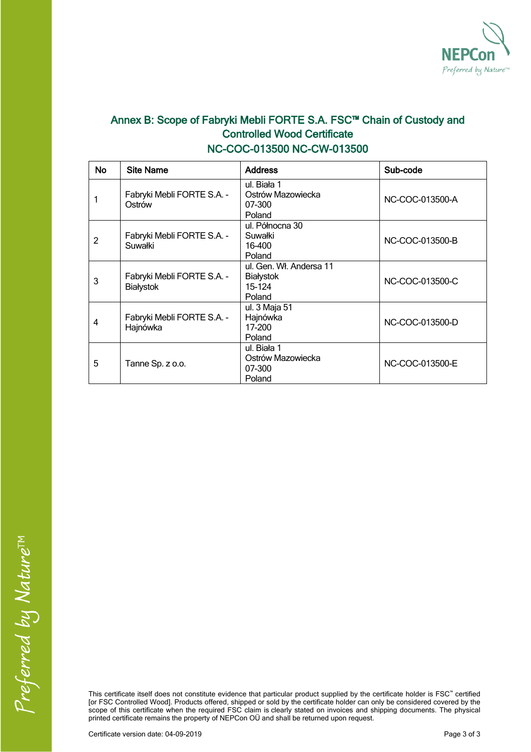## Annex B: Scope of Fabryki Mebli FORTE S.A. FSC™ Chain of Custody and Controlled Wood Certificate NC-COC-013500 NC-CW-013500

| No | Site Name | Address | Sub-code |
|---|---|---|---|
| 1 | Fabryki Mebli FORTE S.A. - Ostrów | ul. Biała 1<br>Ostrów Mazowiecka<br>07-300<br>Poland | NC-COC-013500-A |
| 2 | Fabryki Mebli FORTE S.A. - Suwałki | ul. Północna 30<br>Suwałki<br>16-400<br>Poland | NC-COC-013500-B |
| 3 | Fabryki Mebli FORTE S.A. - Białystok | ul. Gen. Wł. Andersa 11<br>Białystok<br>15-124<br>Poland | NC-COC-013500-C |
| 4 | Fabryki Mebli FORTE S.A. - Hajnówka | ul. 3 Maja 51<br>Hajnówka<br>17-200<br>Poland | NC-COC-013500-D |
| 5 | Tanne Sp. z o.o. | ul. Biała 1<br>Ostrów Mazowiecka<br>07-300<br>Poland | NC-COC-013500-E |

This certificate itself does not constitute evidence that particular product supplied by the certificate holder is FSC™ certified [or FSC Controlled Wood]. Products offered, shipped or sold by the certificate holder can only be considered covered by the scope of this certificate when the required FSC claim is clearly stated on invoices and shipping documents. The physical printed certificate remains the property of NEPCon OÜ and shall be returned upon request.

Certificate version date: 04-09-2019